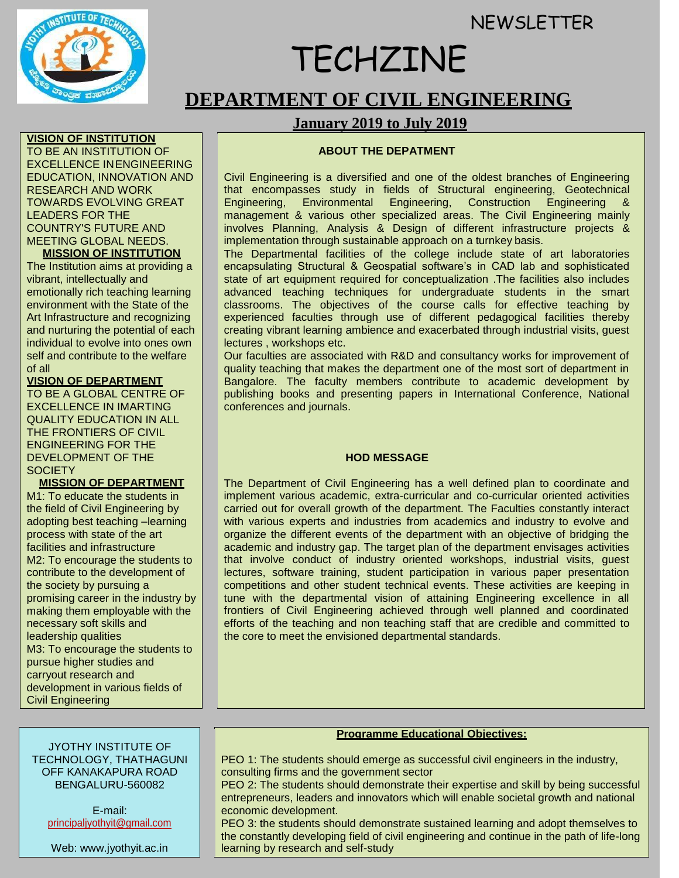NEWSLETTER

# TECHZINE

## DEPARTMENT OF CIVIL ENGINEERING

### January 2019 to July 2019

**VISION OF INSTITUTION**

TO BE AN INSTITUTION OF EXCELLENCE INENGINEERING EDUCATION, INNOVATION AND RESEARCH AND WORK TOWARDS EVOLVING GREAT LEADERS FOR THE COUNTRY'S FUTURE AND MEETING GLOBAL NEEDS.

**MISSION OF INSTITUTION**

The Institution aims at providing a vibrant, intellectually and emotionally rich teaching learning environment with the State of the Art Infrastructure and recognizing and nurturing the potential of each individual to evolve into ones own self and contribute to the welfare of all

**VISION OF DEPARTMENT**

TO BE A GLOBAL CENTRE OF EXCELLENCE IN IMARTING QUALITY EDUCATION IN ALL THE FRONTIERS OF CIVIL ENGINEERING FOR THE DEVELOPMENT OF THE SOCIETY

**MISSION OF DEPARTMENT**

M1: To educate the students in the field of Civil Engineering by adopting best teaching –learning process with state of the art facilities and infrastructure

M2: To encourage the students to contribute to the development of the society by pursuing a promising career in the industry by making them employable with the necessary soft skills and leadership qualities

M3: To encourage the students to pursue higher studies and carryout research and development in various fields of Civil Engineering

**ABOUT THE DEPATMENT**

Civil Engineering is a diversified and one of the oldest branches of Engineering that encompasses study in fields of Structural engineering, Geotechnical Engineering, Environmental Engineering, Construction Engineering & management & various other specialized areas. The Civil Engineering mainly involves Planning, Analysis & Design of different infrastructure projects & implementation through sustainable approach on a turnkey basis.

The Departmental facilities of the college include state of art laboratories encapsulating Structural & Geospatial software's in CAD lab and sophisticated state of art equipment required for conceptualization .The facilities also includes advanced teaching techniques for undergraduate students in the smart classrooms. The objectives of the course calls for effective teaching by experienced faculties through use of different pedagogical facilities thereby creating vibrant learning ambience and exacerbated through industrial visits, guest lectures , workshops etc.

Our faculties are associated with R&D and consultancy works for improvement of quality teaching that makes the department one of the most sort of department in Bangalore. The faculty members contribute to academic development by publishing books and presenting papers in International Conference, National conferences and journals.

**HOD MESSAGE**

The Department of Civil Engineering has a well defined plan to coordinate and implement various academic, extra-curricular and co-curricular oriented activities carried out for overall growth of the department. The Faculties constantly interact with various experts and industries from academics and industry to evolve and organize the different events of the department with an objective of bridging the academic and industry gap. The target plan of the department envisages activities that involve conduct of industry oriented workshops, industrial visits, guest lectures, software training, student participation in various paper presentation competitions and other student technical events. These activities are keeping in tune with the departmental vision of attaining Engineering excellence in all frontiers of Civil Engineering achieved through well planned and coordinated efforts of the teaching and non teaching staff that are credible and committed to the core to meet the envisioned departmental standards.

JYOTHY INSTITUTE OF TECHNOLOGY, THATHAGUNI OFF KANAKAPURA ROAD BENGALURU-560082

E-mail: principaljyothyit@gmail.com

Web: www.jyothyit.ac.in

**Programme Educational Objectives:**

PEO 1: The students should emerge as successful civil engineers in the industry, consulting firms and the government sector

PEO 2: The students should demonstrate their expertise and skill by being successful entrepreneurs, leaders and innovators which will enable societal growth and national economic development.

PEO 3: the students should demonstrate sustained learning and adopt themselves to the constantly developing field of civil engineering and continue in the path of life-long learning by research and self-study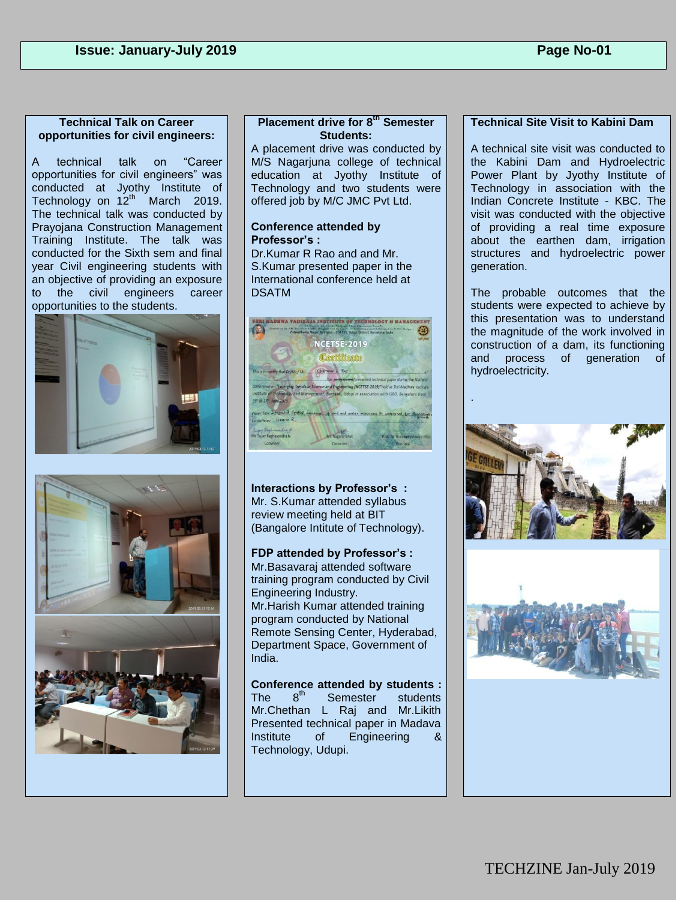### Technical Talk on Career opportunities for civil engineers:

A technical talk on "Career opportunities for civil engineers" was conducted at Jyothy Institute of Technology on 12th March 2019. The technical talk was conducted by Prayojana Construction Management Training Institute. The talk was conducted for the Sixth sem and final year Civil engineering students with an objective of providing an exposure to the civil engineers career opportunities to the students.

### Placement drive for 8th Semester Students:

A placement drive was conducted by M/S Nagarjuna college of technical education at Jyothy Institute of Technology and two students were offered job by M/C JMC Pvt Ltd.

### Conference attended by Professor's :

Dr.Kumar R Rao and and Mr. S.Kumar presented paper in the International conference held at DSATM

### Interactions by Professor's :

Mr. S.Kumar attended syllabus review meeting held at BIT (Bangalore Intitute of Technology).

### FDP attended by Professor's :

Mr.Basavaraj attended software training program conducted by Civil Engineering Industry.

Mr.Harish Kumar attended training program conducted by National Remote Sensing Center, Hyderabad, Department Space, Government of India.

### Conference attended by students :

The 8th Semester students Mr.Chethan L Raj and Mr.Likith Presented technical paper in Madava Institute of Engineering & Technology, Udupi.

### Technical Site Visit to Kabini Dam

A technical site visit was conducted to the Kabini Dam and Hydroelectric Power Plant by Jyothy Institute of Technology in association with the Indian Concrete Institute - KBC. The visit was conducted with the objective of providing a real time exposure about the earthen dam, irrigation structures and hydroelectric power generation.

The probable outcomes that the students were expected to achieve by this presentation was to understand the magnitude of the work involved in construction of a dam, its functioning and process of generation of hydroelectricity.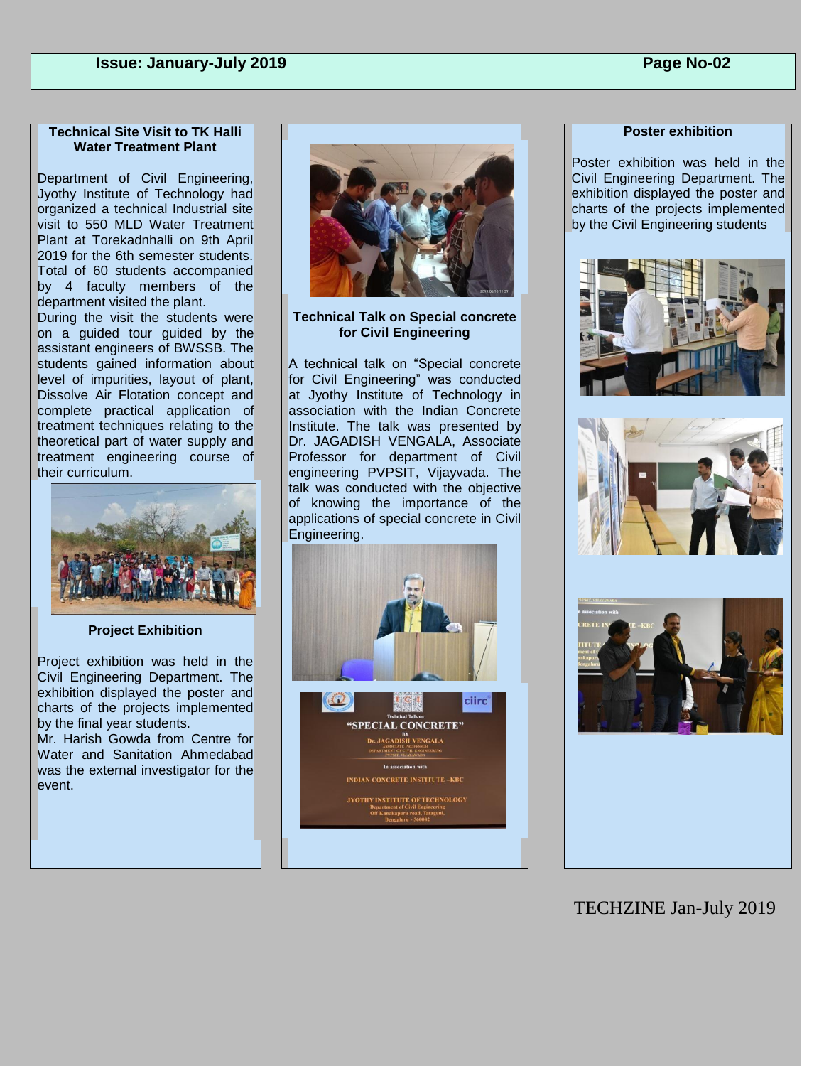## Technical Site Visit to TK Halli Water Treatment Plant

Department of Civil Engineering, Jyothy Institute of Technology had organized a technical Industrial site visit to 550 MLD Water Treatment Plant at Torekadnhalli on 9th April 2019 for the 6th semester students. Total of 60 students accompanied by 4 faculty members of the department visited the plant.

During the visit the students were on a guided tour guided by the assistant engineers of BWSSB. The students gained information about level of impurities, layout of plant, Dissolve Air Flotation concept and complete practical application of treatment techniques relating to the theoretical part of water supply and treatment engineering course of their curriculum.

## Project Exhibition

Project exhibition was held in the Civil Engineering Department. The exhibition displayed the poster and charts of the projects implemented by the final year students.

Mr. Harish Gowda from Centre for Water and Sanitation Ahmedabad was the external investigator for the event.

## Technical Talk on Special concrete for Civil Engineering

A technical talk on “Special concrete for Civil Engineering” was conducted at Jyothy Institute of Technology in association with the Indian Concrete Institute. The talk was presented by Dr. JAGADISH VENGALA, Associate Professor for department of Civil engineering PVPSIT, Vijayvada. The talk was conducted with the objective of knowing the importance of the applications of special concrete in Civil Engineering.

## Poster exhibition

Poster exhibition was held in the Civil Engineering Department. The exhibition displayed the poster and charts of the projects implemented by the Civil Engineering students